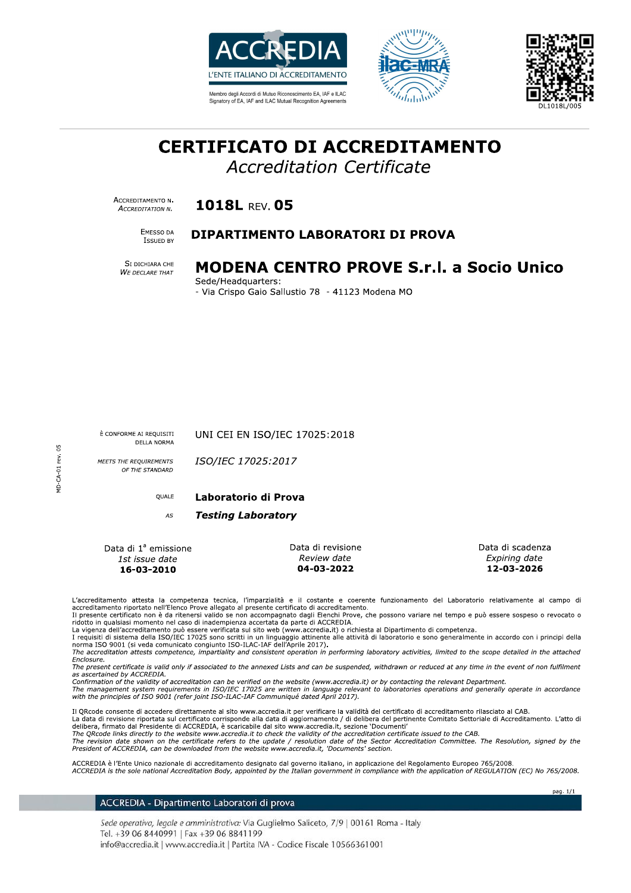ACCREDIA
L'ENTE ITALIANO DI ACCREDITAMENTO

Membro degli Accordi di Mutuo Riconoscimento EA, IAF e ILAC
Signatory of EA, IAF and ILAC Mutual Recognition Agreements

DL1018L/005

# CERTIFICATO DI ACCREDITAMENTO
## *Accreditation Certificate*

ACCREDITAMENTO N. / *ACCREDITATION N.*: **1018L** REV. **05**

EMESSO DA / *ISSUED BY*: **DIPARTIMENTO LABORATORI DI PROVA**

SI DICHIARA CHE / *WE DECLARE THAT*: **MODENA CENTRO PROVE S.r.l. a Socio Unico**

Sede/Headquarters:
- Via Crispo Gaio Sallustio 78 - 41123 Modena MO

È CONFORME AI REQUISITI DELLA NORMA: UNI CEI EN ISO/IEC 17025:2018

*MEETS THE REQUIREMENTS OF THE STANDARD*: *ISO/IEC 17025:2017*

QUALE: **Laboratorio di Prova**

*AS*: ***Testing Laboratory***

| Data di 1ª emissione<br>*1st issue date* | Data di revisione<br>*Review date* | Data di scadenza<br>*Expiring date* |
|---|---|---|
| **16-03-2010** | **04-03-2022** | **12-03-2026** |

L'accreditamento attesta la competenza tecnica, l'imparzialità e il costante e coerente funzionamento del Laboratorio relativamente al campo di accreditamento riportato nell'Elenco Prove allegato al presente certificato di accreditamento.
Il presente certificato non è da ritenersi valido se non accompagnato dagli Elenchi Prove, che possono variare nel tempo e può essere sospeso o revocato o ridotto in qualsiasi momento nel caso di inadempienza accertata da parte di ACCREDIA.
La vigenza dell'accreditamento può essere verificata sul sito web (www.accredia.it) o richiesta al Dipartimento di competenza.
I requisiti di sistema della ISO/IEC 17025 sono scritti in un linguaggio attinente alle attività di laboratorio e sono generalmente in accordo con i principi della norma ISO 9001 (si veda comunicato congiunto ISO-ILAC-IAF dell'Aprile 2017).
*The accreditation attests competence, impartiality and consistent operation in performing laboratory activities, limited to the scope detailed in the attached Enclosure.*
*The present certificate is valid only if associated to the annexed Lists and can be suspended, withdrawn or reduced at any time in the event of non fulfilment as ascertained by ACCREDIA.*
*Confirmation of the validity of accreditation can be verified on the website (www.accredia.it) or by contacting the relevant Department.*
*The management system requirements in ISO/IEC 17025 are written in language relevant to laboratories operations and generally operate in accordance with the principles of ISO 9001 (refer joint ISO-ILAC-IAF Communiqué dated April 2017).*

Il QRcode consente di accedere direttamente al sito www.accredia.it per verificare la validità del certificato di accreditamento rilasciato al CAB.
La data di revisione riportata sul certificato corrisponde alla data di aggiornamento / di delibera del pertinente Comitato Settoriale di Accreditamento. L'atto di delibera, firmato dal Presidente di ACCREDIA, è scaricabile dal sito www.accredia.it, sezione 'Documenti'
*The QRcode links directly to the website www.accredia.it to check the validity of the accreditation certificate issued to the CAB.*
*The revision date shown on the certificate refers to the update / resolution date of the Sector Accreditation Committee. The Resolution, signed by the President of ACCREDIA, can be downloaded from the website www.accredia.it, 'Documents' section.*

ACCREDIA è l'Ente Unico nazionale di accreditamento designato dal governo italiano, in applicazione del Regolamento Europeo 765/2008.
*ACCREDIA is the sole national Accreditation Body, appointed by the Italian government in compliance with the application of REGULATION (EC) No 765/2008.*

ACCREDIA - Dipartimento Laboratori di prova

*Sede operativa, legale e amministrativa:* Via Guglielmo Saliceto, 7/9 | 00161 Roma - Italy
Tel. +39 06 8440991 | Fax +39 06 8841199
info@accredia.it | www.accredia.it | Partita IVA - Codice Fiscale 10566361001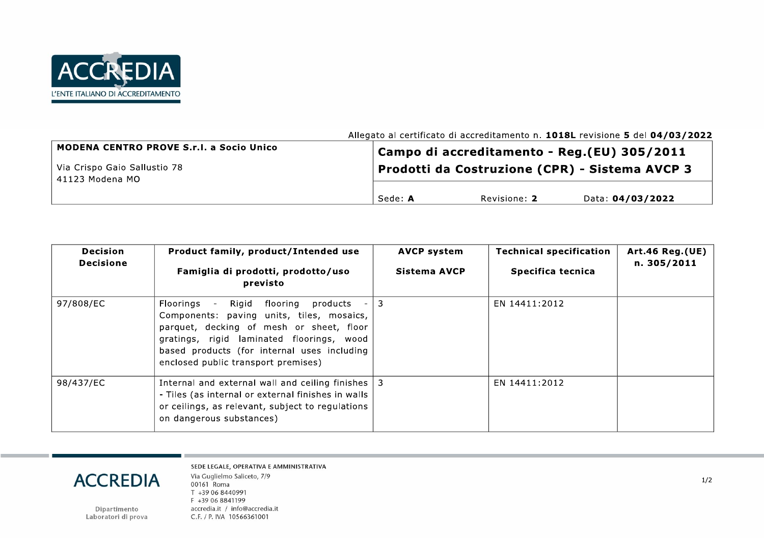Allegato al certificato di accreditamento n. **1018L** revisione **5** del **04/03/2022**

| **MODENA CENTRO PROVE S.r.l. a Socio Unico**<br><br>Via Crispo Gaio Sallustio 78<br>41123 Modena MO | **Campo di accreditamento - Reg.(EU) 305/2011**<br>**Prodotti da Costruzione (CPR) - Sistema AVCP 3** | | |
|---|---|---|---|
| | Sede: **A** | Revisione: **2** | Data: **04/03/2022** |

| **Decision**<br>**Decisione** | **Product family, product/Intended use**<br><br>**Famiglia di prodotti, prodotto/uso previsto** | **AVCP system**<br><br>**Sistema AVCP** | **Technical specification**<br><br>**Specifica tecnica** | **Art.46 Reg.(UE) n. 305/2011** |
|---|---|---|---|---|
| 97/808/EC | Floorings - Rigid flooring products - Components: paving units, tiles, mosaics, parquet, decking of mesh or sheet, floor gratings, rigid laminated floorings, wood based products (for internal uses including enclosed public transport premises) | 3 | EN 14411:2012 | |
| 98/437/EC | Internal and external wall and ceiling finishes - Tiles (as internal or external finishes in walls or ceilings, as relevant, subject to regulations on dangerous substances) | 3 | EN 14411:2012 | |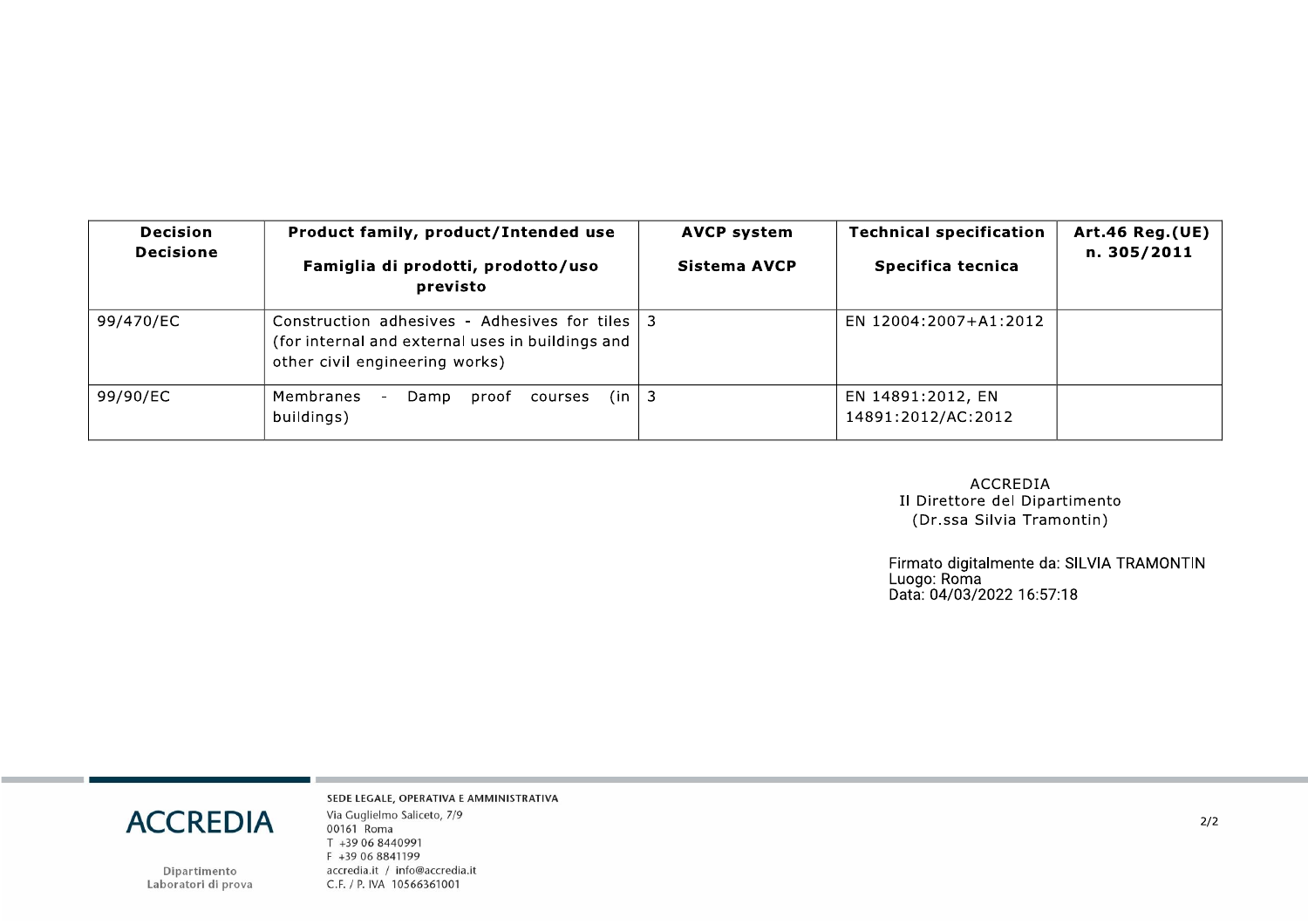| Decision<br>Decisione | Product family, product/Intended use<br><br>Famiglia di prodotti, prodotto/uso previsto | AVCP system<br><br>Sistema AVCP | Technical specification<br><br>Specifica tecnica | Art.46 Reg.(UE) n. 305/2011 |
|---|---|---|---|---|
| 99/470/EC | Construction adhesives - Adhesives for tiles (for internal and external uses in buildings and other civil engineering works) | 3 | EN 12004:2007+A1:2012 | |
| 99/90/EC | Membranes - Damp proof courses (in buildings) | 3 | EN 14891:2012, EN 14891:2012/AC:2012 | |

ACCREDIA
Il Direttore del Dipartimento
(Dr.ssa Silvia Tramontin)

Firmato digitalmente da: SILVIA TRAMONTIN
Luogo: Roma
Data: 04/03/2022 16:57:18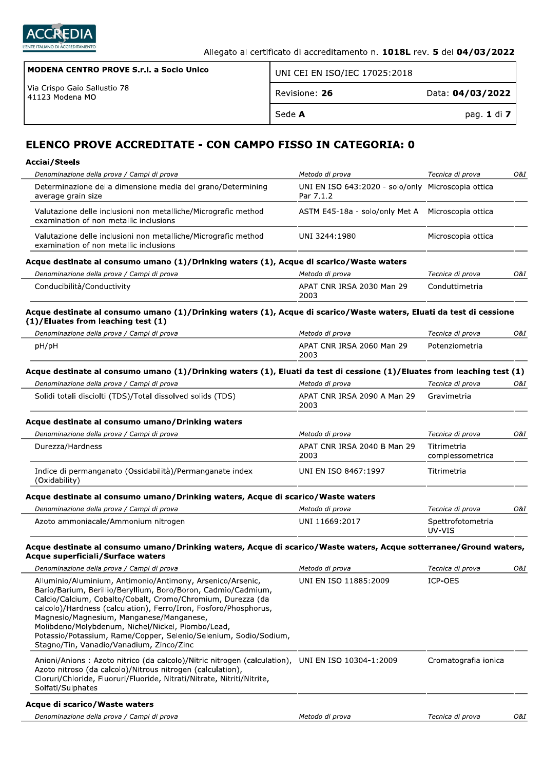Allegato al certificato di accreditamento n. **1018L** rev. **5** del **04/03/2022**

| **MODENA CENTRO PROVE S.r.l. a Socio Unico** | UNI CEI EN ISO/IEC 17025:2018 | |
|---|---|---|
| Via Crispo Gaio Sallustio 78<br>41123 Modena MO | Revisione: **26** | Data: **04/03/2022** |
| | Sede **A** | |

# ELENCO PROVE ACCREDITATE - CON CAMPO FISSO IN CATEGORIA: 0

### Acciai/Steels

| *Denominazione della prova / Campi di prova* | *Metodo di prova* | *Tecnica di prova* | *O&I* |
|---|---|---|---|
| Determinazione della dimensione media del grano/Determining average grain size | UNI EN ISO 643:2020 - solo/only Par 7.1.2 | Microscopia ottica | |
| Valutazione delle inclusioni non metalliche/Micrografic method examination of non metallic inclusions | ASTM E45-18a - solo/only Met A | Microscopia ottica | |
| Valutazione delle inclusioni non metalliche/Micrografic method examination of non metallic inclusions | UNI 3244:1980 | Microscopia ottica | |

### Acque destinate al consumo umano (1)/Drinking waters (1), Acque di scarico/Waste waters

| *Denominazione della prova / Campi di prova* | *Metodo di prova* | *Tecnica di prova* | *O&I* |
|---|---|---|---|
| Conducibilità/Conductivity | APAT CNR IRSA 2030 Man 29 2003 | Conduttimetria | |

### Acque destinate al consumo umano (1)/Drinking waters (1), Acque di scarico/Waste waters, Eluati da test di cessione (1)/Eluates from leaching test (1)

| *Denominazione della prova / Campi di prova* | *Metodo di prova* | *Tecnica di prova* | *O&I* |
|---|---|---|---|
| pH/pH | APAT CNR IRSA 2060 Man 29 2003 | Potenziometria | |

### Acque destinate al consumo umano (1)/Drinking waters (1), Eluati da test di cessione (1)/Eluates from leaching test (1)

| *Denominazione della prova / Campi di prova* | *Metodo di prova* | *Tecnica di prova* | *O&I* |
|---|---|---|---|
| Solidi totali disciolti (TDS)/Total dissolved solids (TDS) | APAT CNR IRSA 2090 A Man 29 2003 | Gravimetria | |

### Acque destinate al consumo umano/Drinking waters

| *Denominazione della prova / Campi di prova* | *Metodo di prova* | *Tecnica di prova* | *O&I* |
|---|---|---|---|
| Durezza/Hardness | APAT CNR IRSA 2040 B Man 29 2003 | Titrimetria complessometrica | |
| Indice di permanganato (Ossidabilità)/Permanganate index (Oxidability) | UNI EN ISO 8467:1997 | Titrimetria | |

### Acque destinate al consumo umano/Drinking waters, Acque di scarico/Waste waters

| *Denominazione della prova / Campi di prova* | *Metodo di prova* | *Tecnica di prova* | *O&I* |
|---|---|---|---|
| Azoto ammoniacale/Ammonium nitrogen | UNI 11669:2017 | Spettrofotometria UV-VIS | |

### Acque destinate al consumo umano/Drinking waters, Acque di scarico/Waste waters, Acque sotterranee/Ground waters, Acque superficiali/Surface waters

| *Denominazione della prova / Campi di prova* | *Metodo di prova* | *Tecnica di prova* | *O&I* |
|---|---|---|---|
| Alluminio/Aluminium, Antimonio/Antimony, Arsenico/Arsenic, Bario/Barium, Berillio/Beryllium, Boro/Boron, Cadmio/Cadmium, Calcio/Calcium, Cobalto/Cobalt, Cromo/Chromium, Durezza (da calcolo)/Hardness (calculation), Ferro/Iron, Fosforo/Phosphorus, Magnesio/Magnesium, Manganese/Manganese, Molibdeno/Molybdenum, Nichel/Nickel, Piombo/Lead, Potassio/Potassium, Rame/Copper, Selenio/Selenium, Sodio/Sodium, Stagno/Tin, Vanadio/Vanadium, Zinco/Zinc | UNI EN ISO 11885:2009 | ICP-OES | |
| Anioni/Anions : Azoto nitrico (da calcolo)/Nitric nitrogen (calculation), Azoto nitroso (da calcolo)/Nitrous nitrogen (calculation), Cloruri/Chloride, Fluoruri/Fluoride, Nitrati/Nitrate, Nitriti/Nitrite, Solfati/Sulphates | UNI EN ISO 10304-1:2009 | Cromatografia ionica | |

### Acque di scarico/Waste waters

| *Denominazione della prova / Campi di prova* | *Metodo di prova* | *Tecnica di prova* | *O&I* |
|---|---|---|---|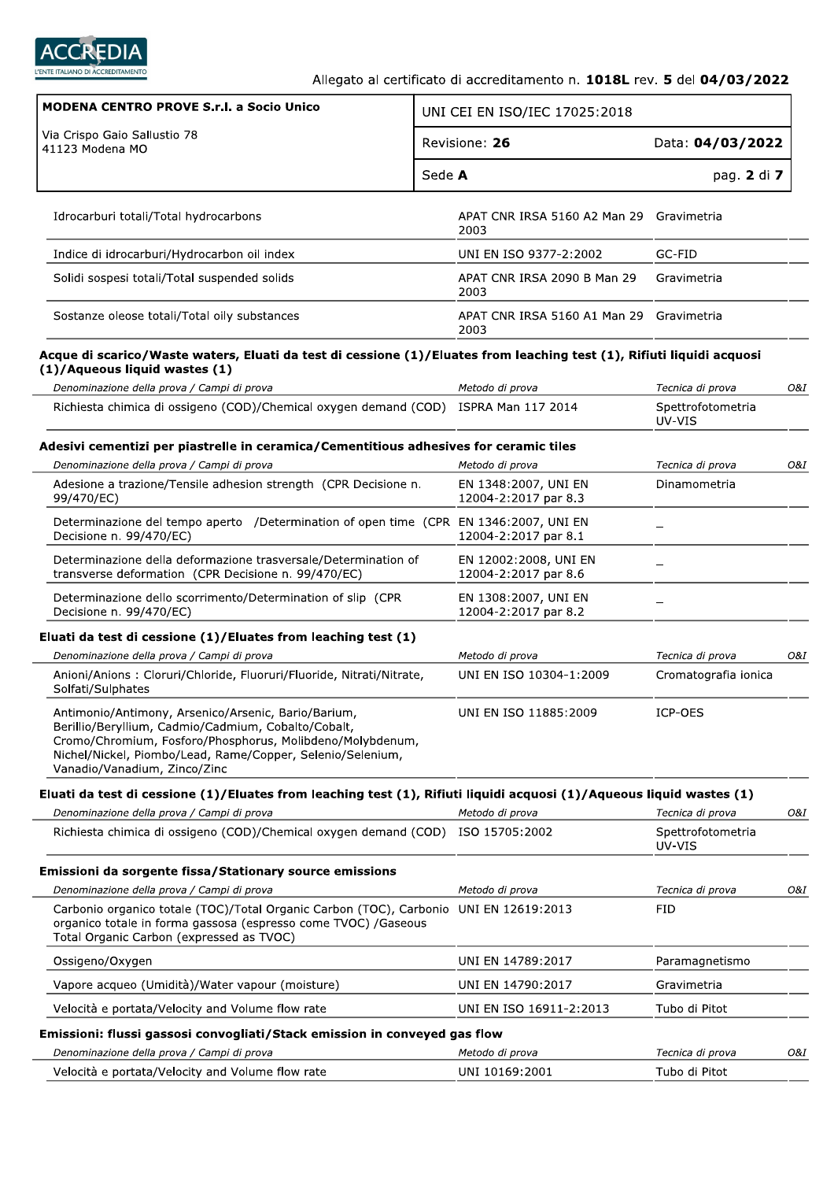| | | | |
|---|---|---|---|
| Idrocarburi totali/Total hydrocarbons | APAT CNR IRSA 5160 A2 Man 29 2003 | Gravimetria | |
| Indice di idrocarburi/Hydrocarbon oil index | UNI EN ISO 9377-2:2002 | GC-FID | |
| Solidi sospesi totali/Total suspended solids | APAT CNR IRSA 2090 B Man 29 2003 | Gravimetria | |
| Sostanze oleose totali/Total oily substances | APAT CNR IRSA 5160 A1 Man 29 2003 | Gravimetria | |

**Acque di scarico/Waste waters, Eluati da test di cessione (1)/Eluates from leaching test (1), Rifiuti liquidi acquosi (1)/Aqueous liquid wastes (1)**

| *Denominazione della prova / Campi di prova* | *Metodo di prova* | *Tecnica di prova* | *O&I* |
|---|---|---|---|
| Richiesta chimica di ossigeno (COD)/Chemical oxygen demand (COD) | ISPRA Man 117 2014 | Spettrofotometria UV-VIS | |

**Adesivi cementizi per piastrelle in ceramica/Cementitious adhesives for ceramic tiles**

| *Denominazione della prova / Campi di prova* | *Metodo di prova* | *Tecnica di prova* | *O&I* |
|---|---|---|---|
| Adesione a trazione/Tensile adhesion strength (CPR Decisione n. 99/470/EC) | EN 1348:2007, UNI EN 12004-2:2017 par 8.3 | Dinamometria | |
| Determinazione del tempo aperto /Determination of open time (CPR Decisione n. 99/470/EC) | EN 1346:2007, UNI EN 12004-2:2017 par 8.1 | _ | |
| Determinazione della deformazione trasversale/Determination of transverse deformation (CPR Decisione n. 99/470/EC) | EN 12002:2008, UNI EN 12004-2:2017 par 8.6 | _ | |
| Determinazione dello scorrimento/Determination of slip (CPR Decisione n. 99/470/EC) | EN 1308:2007, UNI EN 12004-2:2017 par 8.2 | _ | |

**Eluati da test di cessione (1)/Eluates from leaching test (1)**

| *Denominazione della prova / Campi di prova* | *Metodo di prova* | *Tecnica di prova* | *O&I* |
|---|---|---|---|
| Anioni/Anions : Cloruri/Chloride, Fluoruri/Fluoride, Nitrati/Nitrate, Solfati/Sulphates | UNI EN ISO 10304-1:2009 | Cromatografia ionica | |
| Antimonio/Antimony, Arsenico/Arsenic, Bario/Barium, Berillio/Beryllium, Cadmio/Cadmium, Cobalto/Cobalt, Cromo/Chromium, Fosforo/Phosphorus, Molibdeno/Molybdenum, Nichel/Nickel, Piombo/Lead, Rame/Copper, Selenio/Selenium, Vanadio/Vanadium, Zinco/Zinc | UNI EN ISO 11885:2009 | ICP-OES | |

**Eluati da test di cessione (1)/Eluates from leaching test (1), Rifiuti liquidi acquosi (1)/Aqueous liquid wastes (1)**

| *Denominazione della prova / Campi di prova* | *Metodo di prova* | *Tecnica di prova* | *O&I* |
|---|---|---|---|
| Richiesta chimica di ossigeno (COD)/Chemical oxygen demand (COD) | ISO 15705:2002 | Spettrofotometria UV-VIS | |

**Emissioni da sorgente fissa/Stationary source emissions**

| *Denominazione della prova / Campi di prova* | *Metodo di prova* | *Tecnica di prova* | *O&I* |
|---|---|---|---|
| Carbonio organico totale (TOC)/Total Organic Carbon (TOC), Carbonio organico totale in forma gassosa (espresso come TVOC) /Gaseous Total Organic Carbon (expressed as TVOC) | UNI EN 12619:2013 | FID | |
| Ossigeno/Oxygen | UNI EN 14789:2017 | Paramagnetismo | |
| Vapore acqueo (Umidità)/Water vapour (moisture) | UNI EN 14790:2017 | Gravimetria | |
| Velocità e portata/Velocity and Volume flow rate | UNI EN ISO 16911-2:2013 | Tubo di Pitot | |

**Emissioni: flussi gassosi convogliati/Stack emission in conveyed gas flow**

| *Denominazione della prova / Campi di prova* | *Metodo di prova* | *Tecnica di prova* | *O&I* |
|---|---|---|---|
| Velocità e portata/Velocity and Volume flow rate | UNI 10169:2001 | Tubo di Pitot | |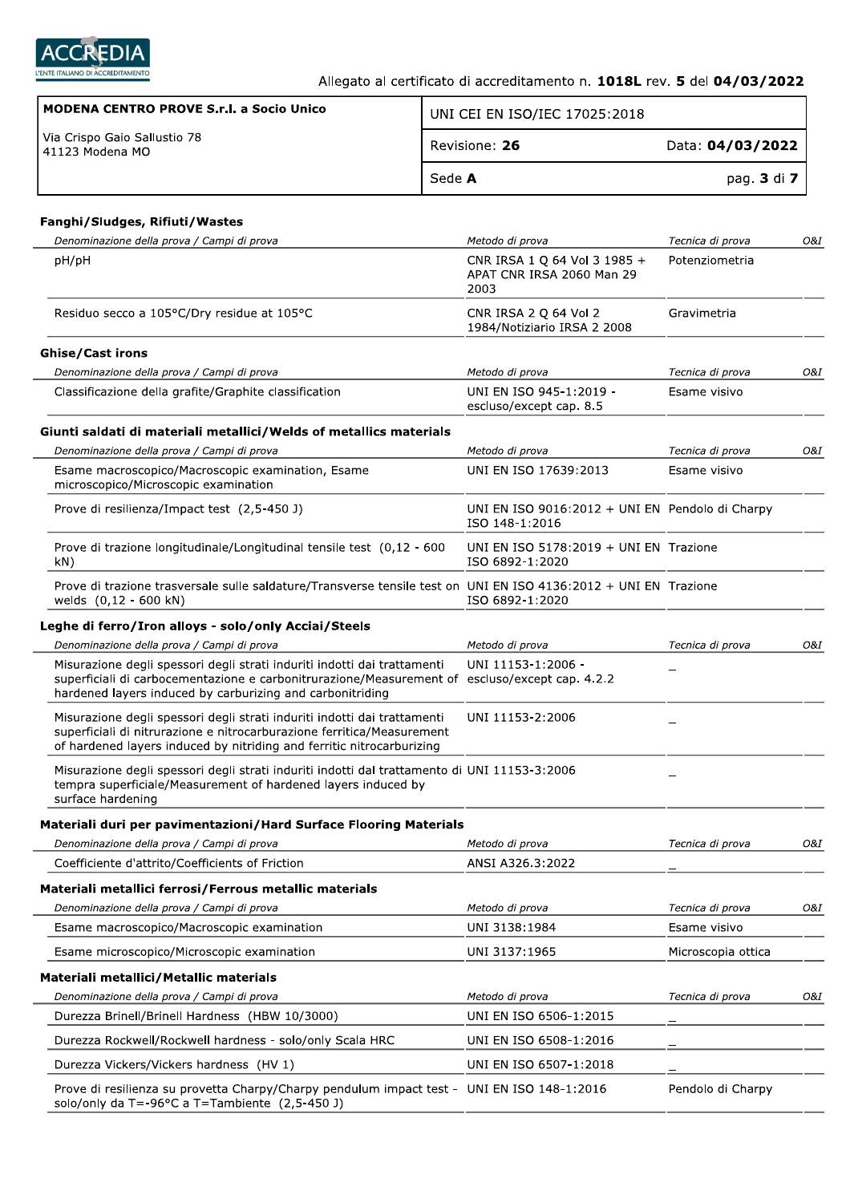| MODENA CENTRO PROVE S.r.l. a Socio Unico | UNI CEI EN ISO/IEC 17025:2018 | |
|---|---|---|
| Via Crispo Gaio Sallustio 78<br>41123 Modena MO | Revisione: **26** | Data: **04/03/2022** |
| | Sede **A** | |

Allegato al certificato di accreditamento n. **1018L** rev. **5** del **04/03/2022**

### Fanghi/Sludges, Rifiuti/Wastes

| *Denominazione della prova / Campi di prova* | *Metodo di prova* | *Tecnica di prova* | *O&I* |
|---|---|---|---|
| pH/pH | CNR IRSA 1 Q 64 Vol 3 1985 + APAT CNR IRSA 2060 Man 29 2003 | Potenziometria | |
| Residuo secco a 105°C/Dry residue at 105°C | CNR IRSA 2 Q 64 Vol 2 1984/Notiziario IRSA 2 2008 | Gravimetria | |

### Ghise/Cast irons

| *Denominazione della prova / Campi di prova* | *Metodo di prova* | *Tecnica di prova* | *O&I* |
|---|---|---|---|
| Classificazione della grafite/Graphite classification | UNI EN ISO 945-1:2019 - escluso/except cap. 8.5 | Esame visivo | |

### Giunti saldati di materiali metallici/Welds of metallics materials

| *Denominazione della prova / Campi di prova* | *Metodo di prova* | *Tecnica di prova* | *O&I* |
|---|---|---|---|
| Esame macroscopico/Macroscopic examination, Esame microscopico/Microscopic examination | UNI EN ISO 17639:2013 | Esame visivo | |
| Prove di resilienza/Impact test (2,5-450 J) | UNI EN ISO 9016:2012 + UNI EN ISO 148-1:2016 | Pendolo di Charpy | |
| Prove di trazione longitudinale/Longitudinal tensile test (0,12 - 600 kN) | UNI EN ISO 5178:2019 + UNI EN ISO 6892-1:2020 | Trazione | |
| Prove di trazione trasversale sulle saldature/Transverse tensile test on welds (0,12 - 600 kN) | UNI EN ISO 4136:2012 + UNI EN ISO 6892-1:2020 | Trazione | |

### Leghe di ferro/Iron alloys - solo/only Acciai/Steels

| *Denominazione della prova / Campi di prova* | *Metodo di prova* | *Tecnica di prova* | *O&I* |
|---|---|---|---|
| Misurazione degli spessori degli strati induriti indotti dai trattamenti superficiali di carbocementazione e carbonitrurazione/Measurement of hardened layers induced by carburizing and carbonitriding | UNI 11153-1:2006 - escluso/except cap. 4.2.2 | _ | |
| Misurazione degli spessori degli strati induriti indotti dai trattamenti superficiali di nitrurazione e nitrocarburazione ferritica/Measurement of hardened layers induced by nitriding and ferritic nitrocarburizing | UNI 11153-2:2006 | _ | |
| Misurazione degli spessori degli strati induriti indotti dal trattamento di tempra superficiale/Measurement of hardened layers induced by surface hardening | UNI 11153-3:2006 | _ | |

### Materiali duri per pavimentazioni/Hard Surface Flooring Materials

| *Denominazione della prova / Campi di prova* | *Metodo di prova* | *Tecnica di prova* | *O&I* |
|---|---|---|---|
| Coefficiente d'attrito/Coefficients of Friction | ANSI A326.3:2022 | _ | |

### Materiali metallici ferrosi/Ferrous metallic materials

| *Denominazione della prova / Campi di prova* | *Metodo di prova* | *Tecnica di prova* | *O&I* |
|---|---|---|---|
| Esame macroscopico/Macroscopic examination | UNI 3138:1984 | Esame visivo | |
| Esame microscopico/Microscopic examination | UNI 3137:1965 | Microscopia ottica | |

### Materiali metallici/Metallic materials

| *Denominazione della prova / Campi di prova* | *Metodo di prova* | *Tecnica di prova* | *O&I* |
|---|---|---|---|
| Durezza Brinell/Brinell Hardness (HBW 10/3000) | UNI EN ISO 6506-1:2015 | _ | |
| Durezza Rockwell/Rockwell hardness - solo/only Scala HRC | UNI EN ISO 6508-1:2016 | _ | |
| Durezza Vickers/Vickers hardness (HV 1) | UNI EN ISO 6507-1:2018 | _ | |
| Prove di resilienza su provetta Charpy/Charpy pendulum impact test - solo/only da T=-96°C a T=Tambiente (2,5-450 J) | UNI EN ISO 148-1:2016 | Pendolo di Charpy | |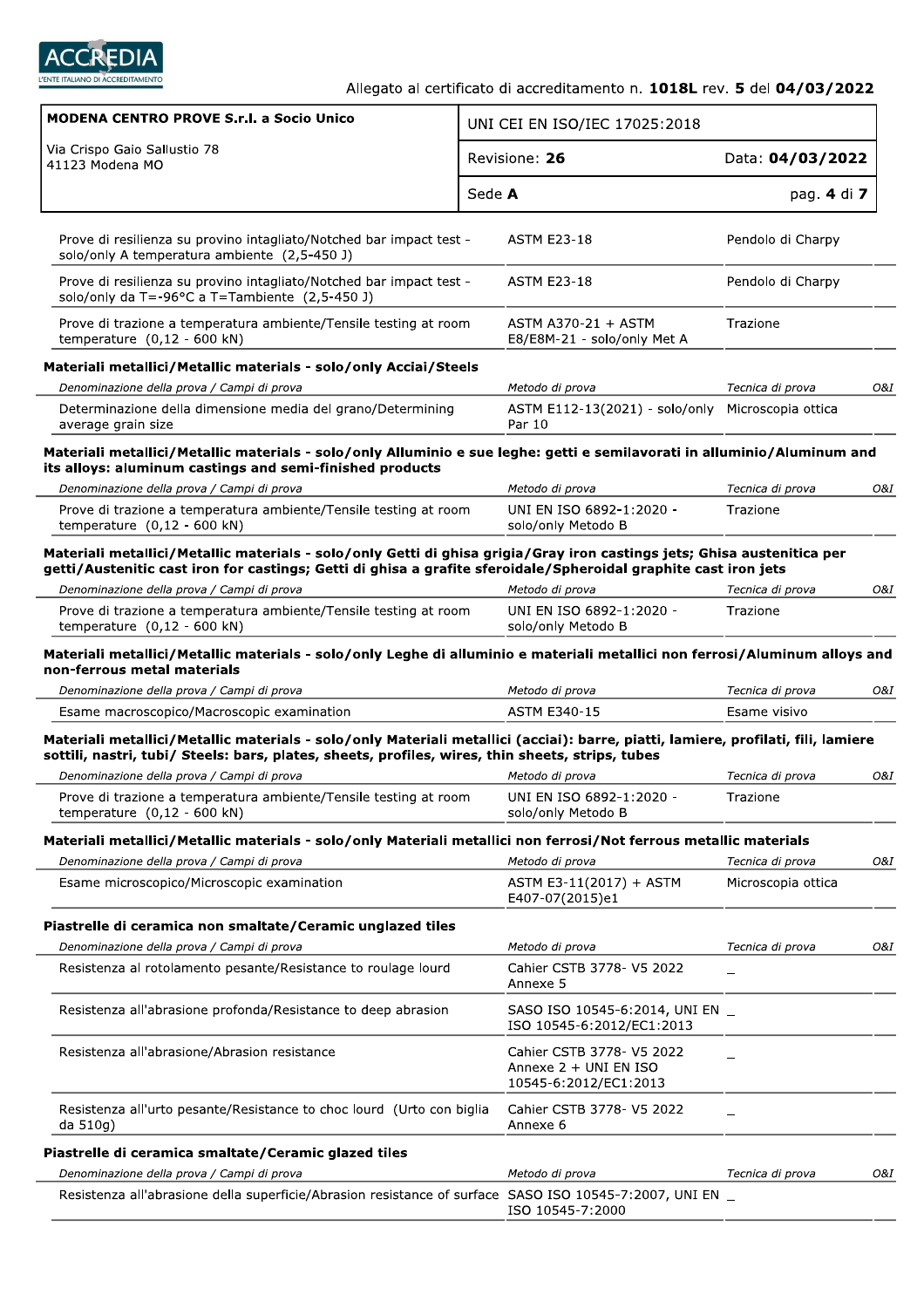| | | | |
|---|---|---|---|
| Prove di resilienza su provino intagliato/Notched bar impact test - solo/only A temperatura ambiente (2,5-450 J) | ASTM E23-18 | Pendolo di Charpy | |
| Prove di resilienza su provino intagliato/Notched bar impact test - solo/only da T=-96°C a T=Tambiente (2,5-450 J) | ASTM E23-18 | Pendolo di Charpy | |
| Prove di trazione a temperatura ambiente/Tensile testing at room temperature (0,12 - 600 kN) | ASTM A370-21 + ASTM E8/E8M-21 - solo/only Met A | Trazione | |

**Materiali metallici/Metallic materials - solo/only Acciai/Steels**

| *Denominazione della prova / Campi di prova* | *Metodo di prova* | *Tecnica di prova* | *O&I* |
|---|---|---|---|
| Determinazione della dimensione media del grano/Determining average grain size | ASTM E112-13(2021) - solo/only Par 10 | Microscopia ottica | |

**Materiali metallici/Metallic materials - solo/only Alluminio e sue leghe: getti e semilavorati in alluminio/Aluminum and its alloys: aluminum castings and semi-finished products**

| *Denominazione della prova / Campi di prova* | *Metodo di prova* | *Tecnica di prova* | *O&I* |
|---|---|---|---|
| Prove di trazione a temperatura ambiente/Tensile testing at room temperature (0,12 - 600 kN) | UNI EN ISO 6892-1:2020 - solo/only Metodo B | Trazione | |

**Materiali metallici/Metallic materials - solo/only Getti di ghisa grigia/Gray iron castings jets; Ghisa austenitica per getti/Austenitic cast iron for castings; Getti di ghisa a grafite sferoidale/Spheroidal graphite cast iron jets**

| *Denominazione della prova / Campi di prova* | *Metodo di prova* | *Tecnica di prova* | *O&I* |
|---|---|---|---|
| Prove di trazione a temperatura ambiente/Tensile testing at room temperature (0,12 - 600 kN) | UNI EN ISO 6892-1:2020 - solo/only Metodo B | Trazione | |

**Materiali metallici/Metallic materials - solo/only Leghe di alluminio e materiali metallici non ferrosi/Aluminum alloys and non-ferrous metal materials**

| *Denominazione della prova / Campi di prova* | *Metodo di prova* | *Tecnica di prova* | *O&I* |
|---|---|---|---|
| Esame macroscopico/Macroscopic examination | ASTM E340-15 | Esame visivo | |

**Materiali metallici/Metallic materials - solo/only Materiali metallici (acciai): barre, piatti, lamiere, profilati, fili, lamiere sottili, nastri, tubi/ Steels: bars, plates, sheets, profiles, wires, thin sheets, strips, tubes**

| *Denominazione della prova / Campi di prova* | *Metodo di prova* | *Tecnica di prova* | *O&I* |
|---|---|---|---|
| Prove di trazione a temperatura ambiente/Tensile testing at room temperature (0,12 - 600 kN) | UNI EN ISO 6892-1:2020 - solo/only Metodo B | Trazione | |

**Materiali metallici/Metallic materials - solo/only Materiali metallici non ferrosi/Not ferrous metallic materials**

| *Denominazione della prova / Campi di prova* | *Metodo di prova* | *Tecnica di prova* | *O&I* |
|---|---|---|---|
| Esame microscopico/Microscopic examination | ASTM E3-11(2017) + ASTM E407-07(2015)e1 | Microscopia ottica | |

**Piastrelle di ceramica non smaltate/Ceramic unglazed tiles**

| *Denominazione della prova / Campi di prova* | *Metodo di prova* | *Tecnica di prova* | *O&I* |
|---|---|---|---|
| Resistenza al rotolamento pesante/Resistance to roulage lourd | Cahier CSTB 3778- V5 2022 Annexe 5 | _ | |
| Resistenza all'abrasione profonda/Resistance to deep abrasion | SASO ISO 10545-6:2014, UNI EN ISO 10545-6:2012/EC1:2013 | _ | |
| Resistenza all'abrasione/Abrasion resistance | Cahier CSTB 3778- V5 2022 Annexe 2 + UNI EN ISO 10545-6:2012/EC1:2013 | _ | |
| Resistenza all'urto pesante/Resistance to choc lourd (Urto con biglia da 510g) | Cahier CSTB 3778- V5 2022 Annexe 6 | _ | |

**Piastrelle di ceramica smaltate/Ceramic glazed tiles**

| *Denominazione della prova / Campi di prova* | *Metodo di prova* | *Tecnica di prova* | *O&I* |
|---|---|---|---|
| Resistenza all'abrasione della superficie/Abrasion resistance of surface | SASO ISO 10545-7:2007, UNI EN ISO 10545-7:2000 | _ | |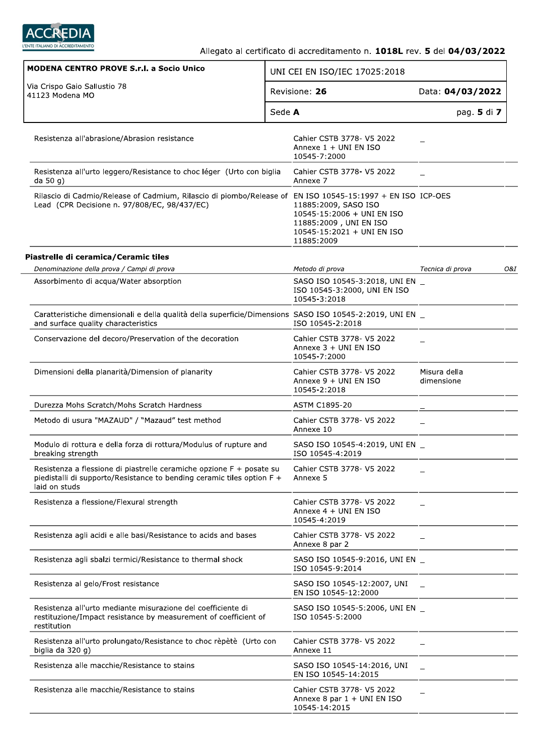| Denominazione della prova / Campi di prova | Metodo di prova | Tecnica di prova | O&I |
|---|---|---|---|
| Resistenza all'abrasione/Abrasion resistance | Cahier CSTB 3778- V5 2022 Annexe 1 + UNI EN ISO 10545-7:2000 | _ | |
| Resistenza all'urto leggero/Resistance to choc léger (Urto con biglia da 50 g) | Cahier CSTB 3778- V5 2022 Annexe 7 | _ | |
| Rilascio di Cadmio/Release of Cadmium, Rilascio di piombo/Release of Lead (CPR Decisione n. 97/808/EC, 98/437/EC) | EN ISO 10545-15:1997 + EN ISO 11885:2009, SASO ISO 10545-15:2006 + UNI EN ISO 11885:2009 , UNI EN ISO 10545-15:2021 + UNI EN ISO 11885:2009 | ICP-OES | |

**Piastrelle di ceramica/Ceramic tiles**

| *Denominazione della prova / Campi di prova* | *Metodo di prova* | *Tecnica di prova* | *O&I* |
|---|---|---|---|
| Assorbimento di acqua/Water absorption | SASO ISO 10545-3:2018, UNI EN ISO 10545-3:2000, UNI EN ISO 10545-3:2018 | _ | |
| Caratteristiche dimensionali e della qualità della superficie/Dimensions and surface quality characteristics | SASO ISO 10545-2:2019, UNI EN ISO 10545-2:2018 | _ | |
| Conservazione del decoro/Preservation of the decoration | Cahier CSTB 3778- V5 2022 Annexe 3 + UNI EN ISO 10545-7:2000 | _ | |
| Dimensioni della planarità/Dimension of planarity | Cahier CSTB 3778- V5 2022 Annexe 9 + UNI EN ISO 10545-2:2018 | Misura della dimensione | |
| Durezza Mohs Scratch/Mohs Scratch Hardness | ASTM C1895-20 | _ | |
| Metodo di usura "MAZAUD" / "Mazaud" test method | Cahier CSTB 3778- V5 2022 Annexe 10 | _ | |
| Modulo di rottura e della forza di rottura/Modulus of rupture and breaking strength | SASO ISO 10545-4:2019, UNI EN ISO 10545-4:2019 | _ | |
| Resistenza a flessione di piastrelle ceramiche opzione F + posate su piedistalli di supporto/Resistance to bending ceramic tiles option F + laid on studs | Cahier CSTB 3778- V5 2022 Annexe 5 | _ | |
| Resistenza a flessione/Flexural strength | Cahier CSTB 3778- V5 2022 Annexe 4 + UNI EN ISO 10545-4:2019 | _ | |
| Resistenza agli acidi e alle basi/Resistance to acids and bases | Cahier CSTB 3778- V5 2022 Annexe 8 par 2 | _ | |
| Resistenza agli sbalzi termici/Resistance to thermal shock | SASO ISO 10545-9:2016, UNI EN ISO 10545-9:2014 | _ | |
| Resistenza al gelo/Frost resistance | SASO ISO 10545-12:2007, UNI EN ISO 10545-12:2000 | _ | |
| Resistenza all'urto mediante misurazione del coefficiente di restituzione/Impact resistance by measurement of coefficient of restitution | SASO ISO 10545-5:2006, UNI EN ISO 10545-5:2000 | _ | |
| Resistenza all'urto prolungato/Resistance to choc rèpètè (Urto con biglia da 320 g) | Cahier CSTB 3778- V5 2022 Annexe 11 | _ | |
| Resistenza alle macchie/Resistance to stains | SASO ISO 10545-14:2016, UNI EN ISO 10545-14:2015 | _ | |
| Resistenza alle macchie/Resistance to stains | Cahier CSTB 3778- V5 2022 Annexe 8 par 1 + UNI EN ISO 10545-14:2015 | _ | |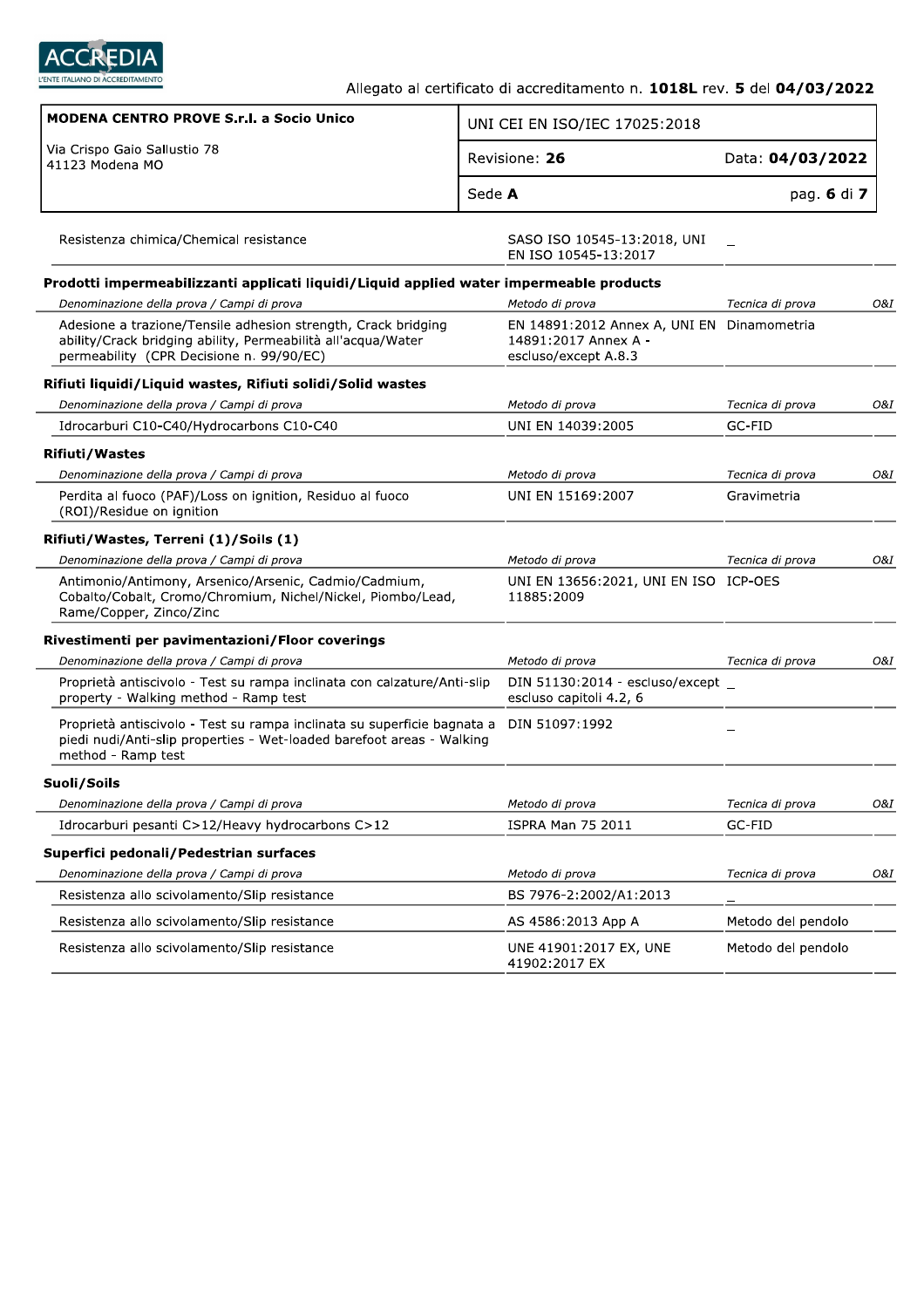| Denominazione della prova / Campi di prova | Metodo di prova | Tecnica di prova | O&I |
|---|---|---|---|
| Resistenza chimica/Chemical resistance | SASO ISO 10545-13:2018, UNI EN ISO 10545-13:2017 | _ | |

**Prodotti impermeabilizzanti applicati liquidi/Liquid applied water impermeable products**

| *Denominazione della prova / Campi di prova* | *Metodo di prova* | *Tecnica di prova* | *O&I* |
|---|---|---|---|
| Adesione a trazione/Tensile adhesion strength, Crack bridging ability/Crack bridging ability, Permeabilità all'acqua/Water permeability (CPR Decisione n. 99/90/EC) | EN 14891:2012 Annex A, UNI EN 14891:2017 Annex A - escluso/except A.8.3 | Dinamometria | |

**Rifiuti liquidi/Liquid wastes, Rifiuti solidi/Solid wastes**

| *Denominazione della prova / Campi di prova* | *Metodo di prova* | *Tecnica di prova* | *O&I* |
|---|---|---|---|
| Idrocarburi C10-C40/Hydrocarbons C10-C40 | UNI EN 14039:2005 | GC-FID | |

**Rifiuti/Wastes**

| *Denominazione della prova / Campi di prova* | *Metodo di prova* | *Tecnica di prova* | *O&I* |
|---|---|---|---|
| Perdita al fuoco (PAF)/Loss on ignition, Residuo al fuoco (ROI)/Residue on ignition | UNI EN 15169:2007 | Gravimetria | |

**Rifiuti/Wastes, Terreni (1)/Soils (1)**

| *Denominazione della prova / Campi di prova* | *Metodo di prova* | *Tecnica di prova* | *O&I* |
|---|---|---|---|
| Antimonio/Antimony, Arsenico/Arsenic, Cadmio/Cadmium, Cobalto/Cobalt, Cromo/Chromium, Nichel/Nickel, Piombo/Lead, Rame/Copper, Zinco/Zinc | UNI EN 13656:2021, UNI EN ISO 11885:2009 | ICP-OES | |

**Rivestimenti per pavimentazioni/Floor coverings**

| *Denominazione della prova / Campi di prova* | *Metodo di prova* | *Tecnica di prova* | *O&I* |
|---|---|---|---|
| Proprietà antiscivolo - Test su rampa inclinata con calzature/Anti-slip property - Walking method - Ramp test | DIN 51130:2014 - escluso/except escluso capitoli 4.2, 6 | _ | |
| Proprietà antiscivolo - Test su rampa inclinata su superficie bagnata a piedi nudi/Anti-slip properties - Wet-loaded barefoot areas - Walking method - Ramp test | DIN 51097:1992 | _ | |

**Suoli/Soils**

| *Denominazione della prova / Campi di prova* | *Metodo di prova* | *Tecnica di prova* | *O&I* |
|---|---|---|---|
| Idrocarburi pesanti C>12/Heavy hydrocarbons C>12 | ISPRA Man 75 2011 | GC-FID | |

**Superfici pedonali/Pedestrian surfaces**

| *Denominazione della prova / Campi di prova* | *Metodo di prova* | *Tecnica di prova* | *O&I* |
|---|---|---|---|
| Resistenza allo scivolamento/Slip resistance | BS 7976-2:2002/A1:2013 | _ | |
| Resistenza allo scivolamento/Slip resistance | AS 4586:2013 App A | Metodo del pendolo | |
| Resistenza allo scivolamento/Slip resistance | UNE 41901:2017 EX, UNE 41902:2017 EX | Metodo del pendolo | |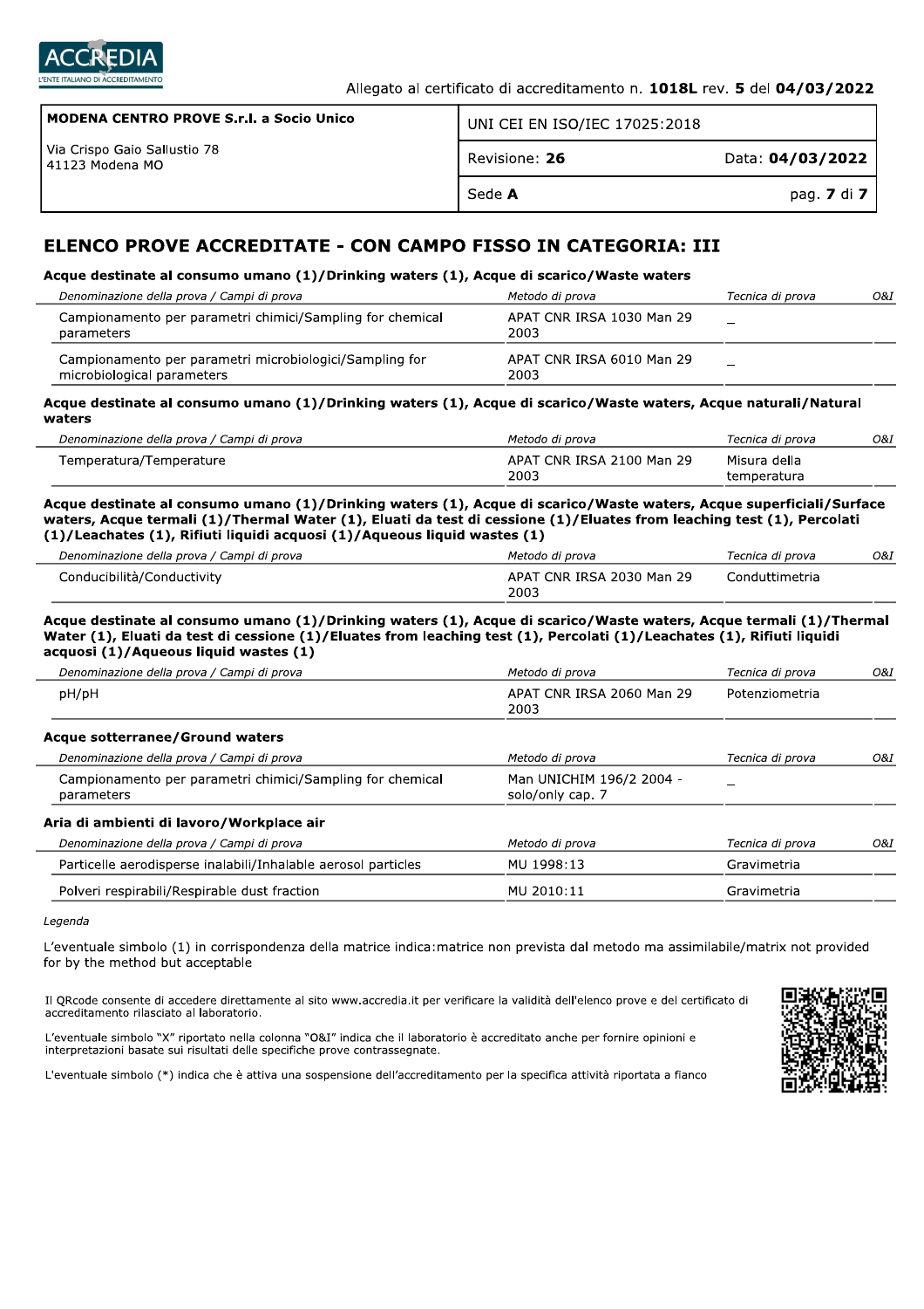Allegato al certificato di accreditamento n. **1018L** rev. **5** del **04/03/2022**

| | |
|---|---|
| **MODENA CENTRO PROVE S.r.l. a Socio Unico**<br>Via Crispo Gaio Sallustio 78<br>41123 Modena MO | UNI CEI EN ISO/IEC 17025:2018 |
| | Revisione: **26** Data: **04/03/2022** |
| | Sede **A** |

## ELENCO PROVE ACCREDITATE - CON CAMPO FISSO IN CATEGORIA: III

**Acque destinate al consumo umano (1)/Drinking waters (1), Acque di scarico/Waste waters**

| *Denominazione della prova / Campi di prova* | *Metodo di prova* | *Tecnica di prova* | *O&I* |
|---|---|---|---|
| Campionamento per parametri chimici/Sampling for chemical parameters | APAT CNR IRSA 1030 Man 29 2003 | _ | |
| Campionamento per parametri microbiologici/Sampling for microbiological parameters | APAT CNR IRSA 6010 Man 29 2003 | _ | |

**Acque destinate al consumo umano (1)/Drinking waters (1), Acque di scarico/Waste waters, Acque naturali/Natural waters**

| *Denominazione della prova / Campi di prova* | *Metodo di prova* | *Tecnica di prova* | *O&I* |
|---|---|---|---|
| Temperatura/Temperature | APAT CNR IRSA 2100 Man 29 2003 | Misura della temperatura | |

**Acque destinate al consumo umano (1)/Drinking waters (1), Acque di scarico/Waste waters, Acque superficiali/Surface waters, Acque termali (1)/Thermal Water (1), Eluati da test di cessione (1)/Eluates from leaching test (1), Percolati (1)/Leachates (1), Rifiuti liquidi acquosi (1)/Aqueous liquid wastes (1)**

| *Denominazione della prova / Campi di prova* | *Metodo di prova* | *Tecnica di prova* | *O&I* |
|---|---|---|---|
| Conducibilità/Conductivity | APAT CNR IRSA 2030 Man 29 2003 | Conduttimetria | |

**Acque destinate al consumo umano (1)/Drinking waters (1), Acque di scarico/Waste waters, Acque termali (1)/Thermal Water (1), Eluati da test di cessione (1)/Eluates from leaching test (1), Percolati (1)/Leachates (1), Rifiuti liquidi acquosi (1)/Aqueous liquid wastes (1)**

| *Denominazione della prova / Campi di prova* | *Metodo di prova* | *Tecnica di prova* | *O&I* |
|---|---|---|---|
| pH/pH | APAT CNR IRSA 2060 Man 29 2003 | Potenziometria | |

**Acque sotterranee/Ground waters**

| *Denominazione della prova / Campi di prova* | *Metodo di prova* | *Tecnica di prova* | *O&I* |
|---|---|---|---|
| Campionamento per parametri chimici/Sampling for chemical parameters | Man UNICHIM 196/2 2004 - solo/only cap. 7 | _ | |

**Aria di ambienti di lavoro/Workplace air**

| *Denominazione della prova / Campi di prova* | *Metodo di prova* | *Tecnica di prova* | *O&I* |
|---|---|---|---|
| Particelle aerodisperse inalabili/Inhalable aerosol particles | MU 1998:13 | Gravimetria | |
| Polveri respirabili/Respirable dust fraction | MU 2010:11 | Gravimetria | |

*Legenda*

L'eventuale simbolo (1) in corrispondenza della matrice indica: matrice non prevista dal metodo ma assimilabile/matrix not provided for by the method but acceptable

Il QRcode consente di accedere direttamente al sito www.accredia.it per verificare la validità dell'elenco prove e del certificato di accreditamento rilasciato al laboratorio.

L'eventuale simbolo "X" riportato nella colonna "O&I" indica che il laboratorio è accreditato anche per fornire opinioni e interpretazioni basate sui risultati delle specifiche prove contrassegnate.

L'eventuale simbolo (*) indica che è attiva una sospensione dell'accreditamento per la specifica attività riportata a fianco